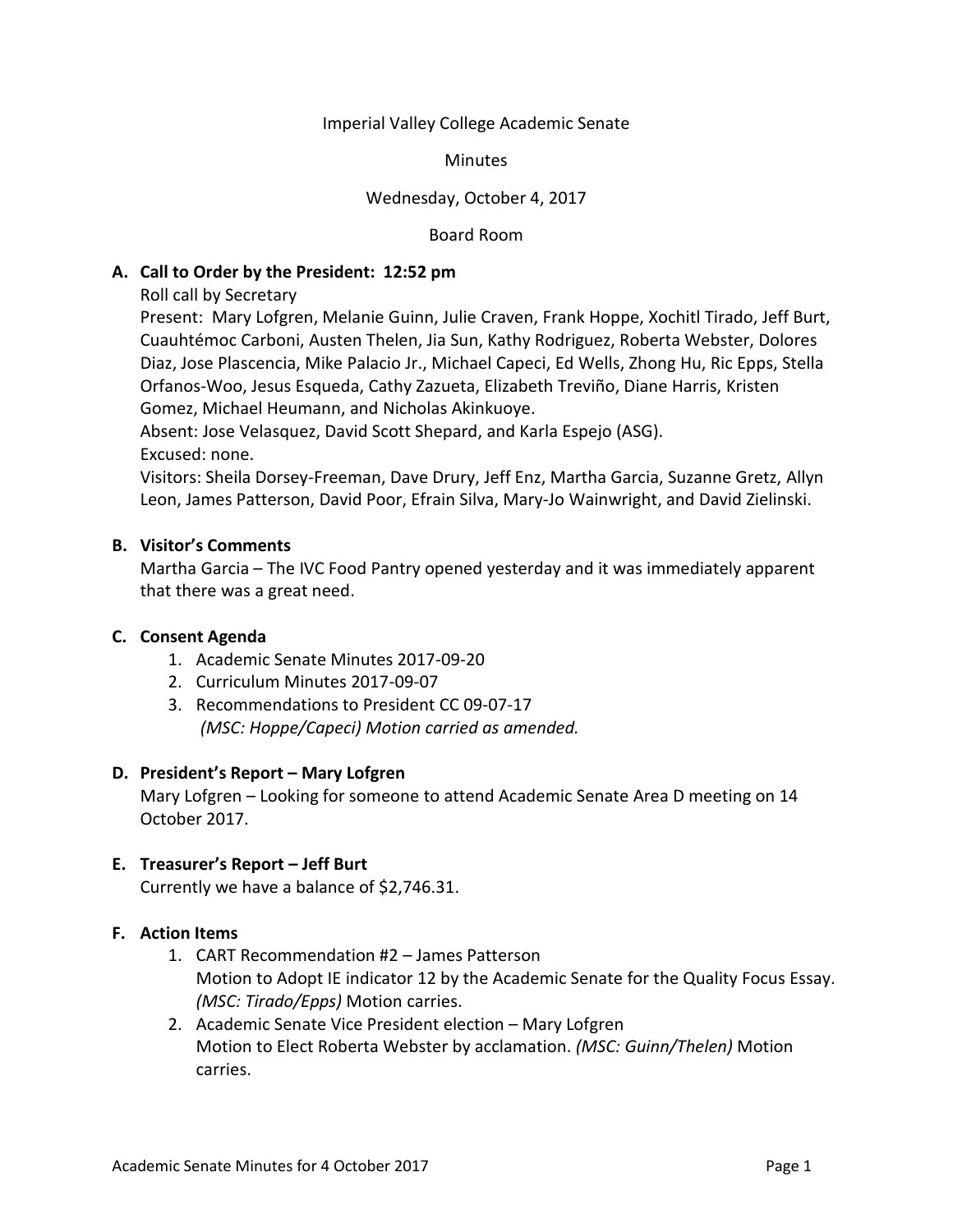Imperial Valley College Academic Senate

Minutes

Wednesday, October 4, 2017

Board Room

**A. Call to Order by the President: 12:52 pm**

Roll call by Secretary

Present: Mary Lofgren, Melanie Guinn, Julie Craven, Frank Hoppe, Xochitl Tirado, Jeff Burt, Cuauhtémoc Carboni, Austen Thelen, Jia Sun, Kathy Rodriguez, Roberta Webster, Dolores Diaz, Jose Plascencia, Mike Palacio Jr., Michael Capeci, Ed Wells, Zhong Hu, Ric Epps, Stella Orfanos-Woo, Jesus Esqueda, Cathy Zazueta, Elizabeth Treviño, Diane Harris, Kristen Gomez, Michael Heumann, and Nicholas Akinkuoye.

Absent: Jose Velasquez, David Scott Shepard, and Karla Espejo (ASG).

Excused: none.

Visitors: Sheila Dorsey-Freeman, Dave Drury, Jeff Enz, Martha Garcia, Suzanne Gretz, Allyn Leon, James Patterson, David Poor, Efrain Silva, Mary-Jo Wainwright, and David Zielinski.

**B. Visitor's Comments**

Martha Garcia – The IVC Food Pantry opened yesterday and it was immediately apparent that there was a great need.

**C. Consent Agenda**

1. Academic Senate Minutes 2017-09-20
2. Curriculum Minutes 2017-09-07
3. Recommendations to President CC 09-07-17
   *(MSC: Hoppe/Capeci) Motion carried as amended.*

**D. President's Report – Mary Lofgren**

Mary Lofgren – Looking for someone to attend Academic Senate Area D meeting on 14 October 2017.

**E. Treasurer's Report – Jeff Burt**

Currently we have a balance of $2,746.31.

**F. Action Items**

1. CART Recommendation #2 – James Patterson
   Motion to Adopt IE indicator 12 by the Academic Senate for the Quality Focus Essay. *(MSC: Tirado/Epps)* Motion carries.
2. Academic Senate Vice President election – Mary Lofgren
   Motion to Elect Roberta Webster by acclamation. *(MSC: Guinn/Thelen)* Motion carries.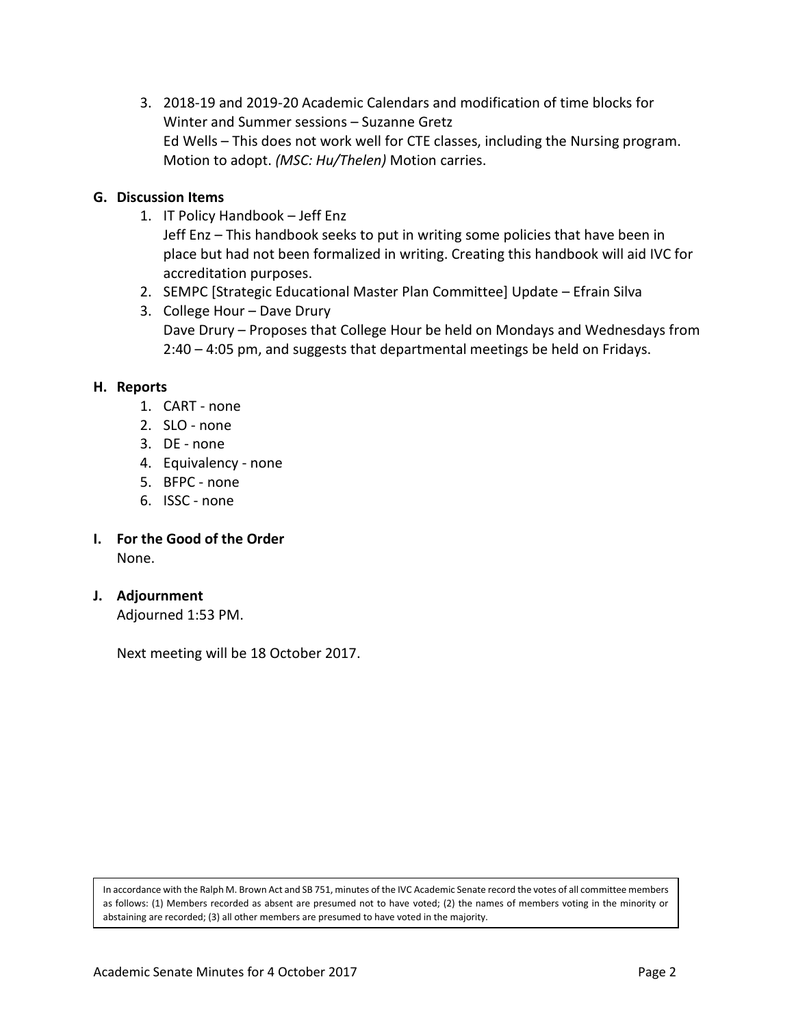3. 2018-19 and 2019-20 Academic Calendars and modification of time blocks for Winter and Summer sessions – Suzanne Gretz
   Ed Wells – This does not work well for CTE classes, including the Nursing program. Motion to adopt. *(MSC: Hu/Thelen)* Motion carries.

**G. Discussion Items**

1. IT Policy Handbook – Jeff Enz
   Jeff Enz – This handbook seeks to put in writing some policies that have been in place but had not been formalized in writing. Creating this handbook will aid IVC for accreditation purposes.
2. SEMPC [Strategic Educational Master Plan Committee] Update – Efrain Silva
3. College Hour – Dave Drury
   Dave Drury – Proposes that College Hour be held on Mondays and Wednesdays from 2:40 – 4:05 pm, and suggests that departmental meetings be held on Fridays.

**H. Reports**

1. CART - none
2. SLO - none
3. DE - none
4. Equivalency - none
5. BFPC - none
6. ISSC - none

**I. For the Good of the Order**

None.

**J. Adjournment**

Adjourned 1:53 PM.

Next meeting will be 18 October 2017.

In accordance with the Ralph M. Brown Act and SB 751, minutes of the IVC Academic Senate record the votes of all committee members as follows: (1) Members recorded as absent are presumed not to have voted; (2) the names of members voting in the minority or abstaining are recorded; (3) all other members are presumed to have voted in the majority.